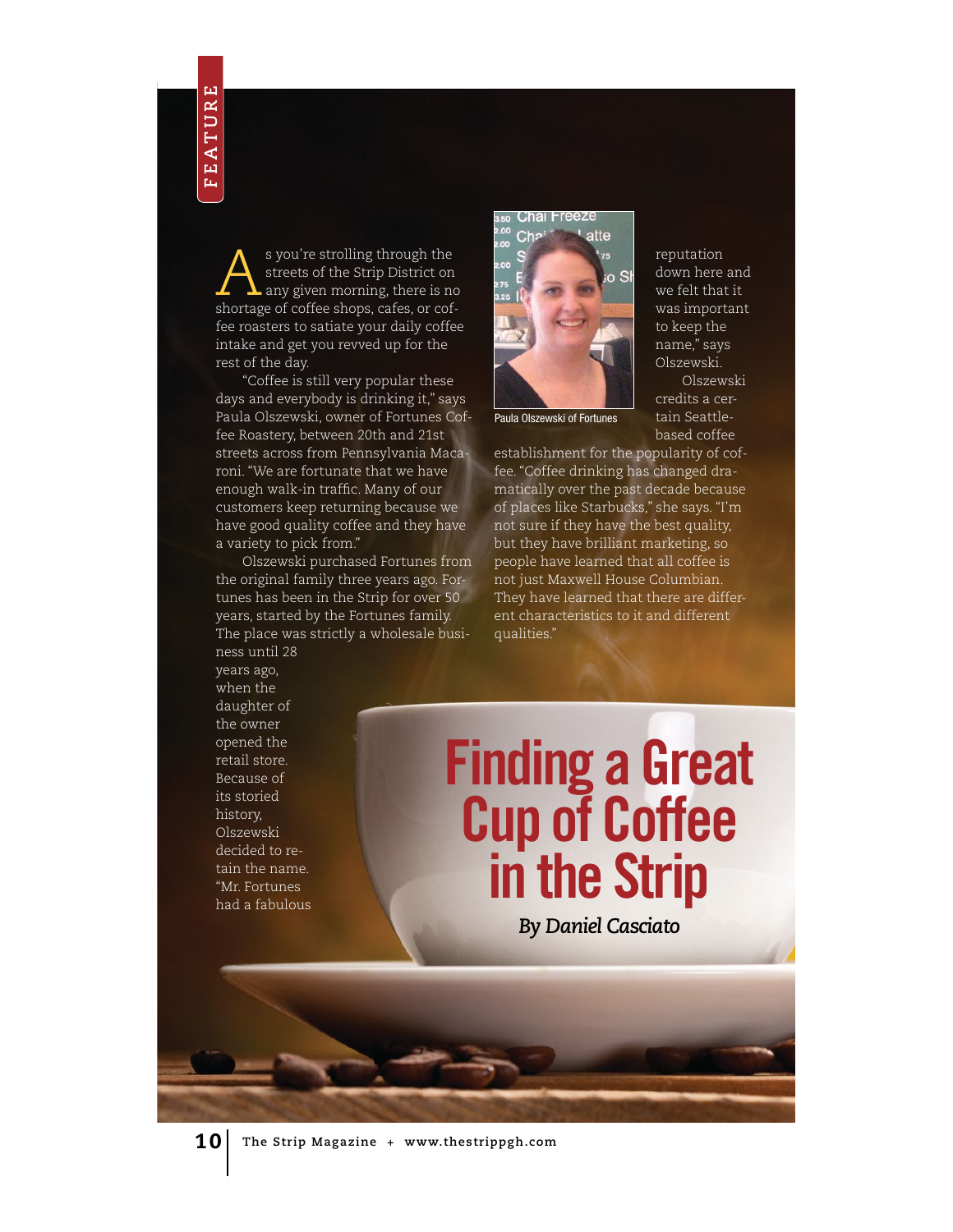FEATURE

# Finding a Great Cup of Coffee in the Strip

*By Daniel Casciato*

As you're strolling through the streets of the Strip District on any given morning, there is no shortage of coffee shops, cafes, or coffee roasters to satiate your daily coffee intake and get you revved up for the rest of the day.

"Coffee is still very popular these days and everybody is drinking it," says Paula Olszewski, owner of Fortunes Coffee Roastery, between 20th and 21st streets across from Pennsylvania Macaroni. "We are fortunate that we have enough walk-in traffic. Many of our customers keep returning because we have good quality coffee and they have a variety to pick from."

Olszewski purchased Fortunes from the original family three years ago. Fortunes has been in the Strip for over 50 years, started by the Fortunes family. The place was strictly a wholesale business until 28 years ago, when the daughter of the owner opened the retail store. Because of its storied history, Olszewski decided to retain the name. "Mr. Fortunes had a fabulous reputation down here and we felt that it was important to keep the name," says Olszewski.

Paula Olszewski of Fortunes

Olszewski credits a certain Seattle-based coffee establishment for the popularity of coffee. "Coffee drinking has changed dramatically over the past decade because of places like Starbucks," she says. "I'm not sure if they have the best quality, but they have brilliant marketing, so people have learned that all coffee is not just Maxwell House Columbian. They have learned that there are different characteristics to it and different qualities."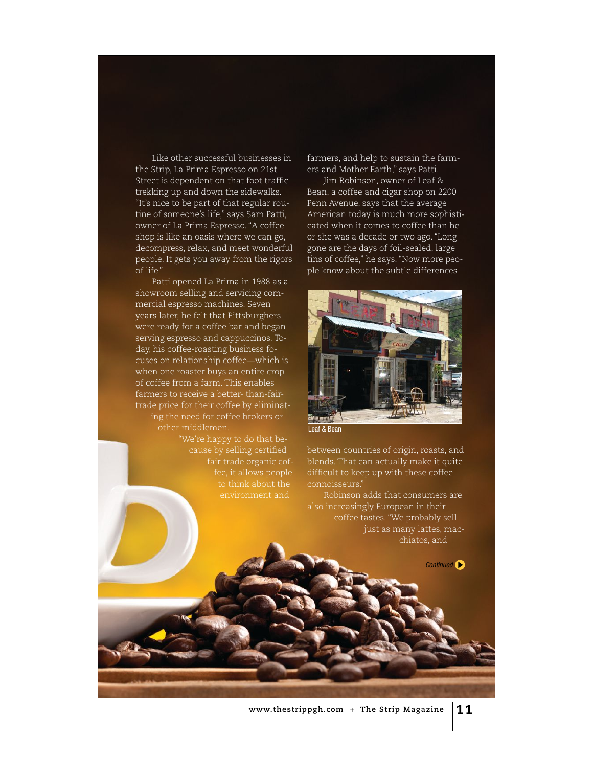Like other successful businesses in the Strip, La Prima Espresso on 21st Street is dependent on that foot traffic trekking up and down the sidewalks. "It's nice to be part of that regular routine of someone's life," says Sam Patti, owner of La Prima Espresso. "A coffee shop is like an oasis where we can go, decompress, relax, and meet wonderful people. It gets you away from the rigors of life."

Patti opened La Prima in 1988 as a showroom selling and servicing commercial espresso machines. Seven years later, he felt that Pittsburghers were ready for a coffee bar and began serving espresso and cappuccinos. Today, his coffee-roasting business focuses on relationship coffee—which is when one roaster buys an entire crop of coffee from a farm. This enables farmers to receive a better- than-fair-trade price for their coffee by eliminating the need for coffee brokers or other middlemen.

"We're happy to do that because by selling certified fair trade organic coffee, it allows people to think about the environment and farmers, and help to sustain the farmers and Mother Earth," says Patti.

Jim Robinson, owner of Leaf & Bean, a coffee and cigar shop on 2200 Penn Avenue, says that the average American today is much more sophisticated when it comes to coffee than he or she was a decade or two ago. "Long gone are the days of foil-sealed, large tins of coffee," he says. "Now more people know about the subtle differences between countries of origin, roasts, and blends. That can actually make it quite difficult to keep up with these coffee connoisseurs."

Leaf & Bean

Robinson adds that consumers are also increasingly European in their coffee tastes. "We probably sell just as many lattes, macchiatos, and

*Continued*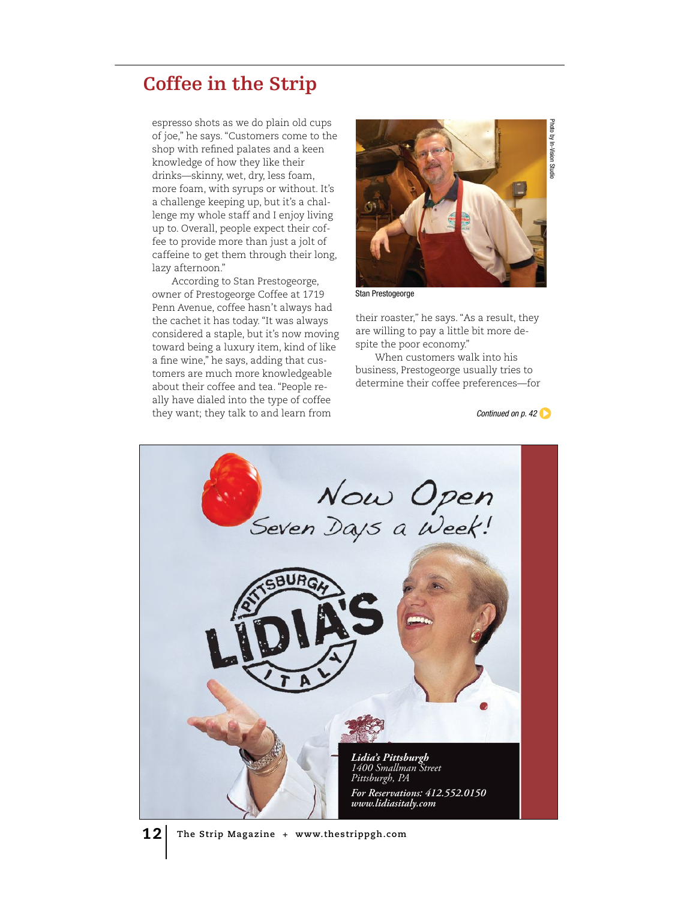## Coffee in the Strip

espresso shots as we do plain old cups of joe," he says. "Customers come to the shop with refined palates and a keen knowledge of how they like their drinks—skinny, wet, dry, less foam, more foam, with syrups or without. It's a challenge keeping up, but it's a challenge my whole staff and I enjoy living up to. Overall, people expect their coffee to provide more than just a jolt of caffeine to get them through their long, lazy afternoon."

According to Stan Prestogeorge, owner of Prestogeorge Coffee at 1719 Penn Avenue, coffee hasn't always had the cachet it has today. "It was always considered a staple, but it's now moving toward being a luxury item, kind of like a fine wine," he says, adding that customers are much more knowledgeable about their coffee and tea. "People really have dialed into the type of coffee they want; they talk to and learn from their roaster," he says. "As a result, they are willing to pay a little bit more despite the poor economy."

Photo by In-Vision Studio

Stan Prestogeorge

When customers walk into his business, Prestogeorge usually tries to determine their coffee preferences—for

*Continued on p. 42*

Now Open
Seven Days a Week!

PITTSBURGH LIDIA'S ITALY

***Lidia's Pittsburgh***
*1400 Smallman Street*
*Pittsburgh, PA*
***For Reservations: 412.552.0150***
***www.lidiasitaly.com***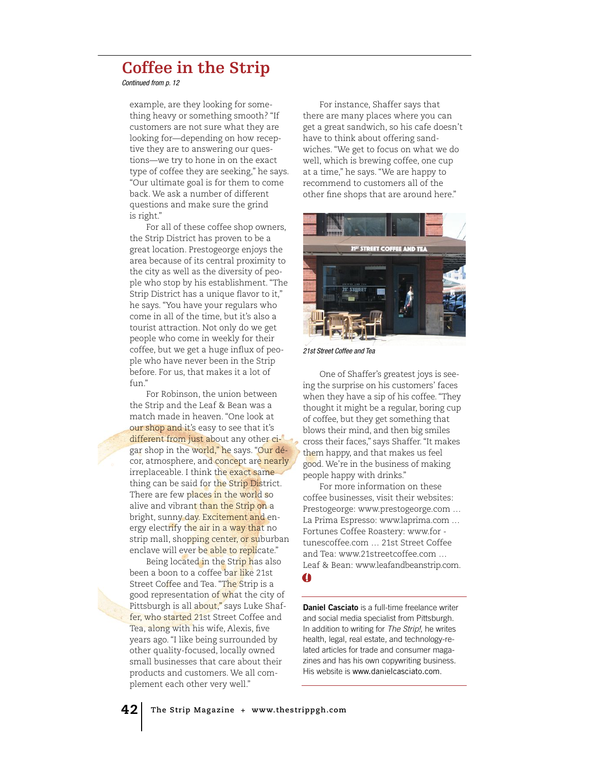# Coffee in the Strip

*Continued from p. 12*

example, are they looking for something heavy or something smooth? "If customers are not sure what they are looking for—depending on how receptive they are to answering our questions—we try to hone in on the exact type of coffee they are seeking," he says. "Our ultimate goal is for them to come back. We ask a number of different questions and make sure the grind is right."

For all of these coffee shop owners, the Strip District has proven to be a great location. Prestogeorge enjoys the area because of its central proximity to the city as well as the diversity of people who stop by his establishment. "The Strip District has a unique flavor to it," he says. "You have your regulars who come in all of the time, but it's also a tourist attraction. Not only do we get people who come in weekly for their coffee, but we get a huge influx of people who have never been in the Strip before. For us, that makes it a lot of fun."

For Robinson, the union between the Strip and the Leaf & Bean was a match made in heaven. "One look at our shop and it's easy to see that it's different from just about any other cigar shop in the world," he says. "Our décor, atmosphere, and concept are nearly irreplaceable. I think the exact same thing can be said for the Strip District. There are few places in the world so alive and vibrant than the Strip on a bright, sunny day. Excitement and energy electrify the air in a way that no strip mall, shopping center, or suburban enclave will ever be able to replicate."

Being located in the Strip has also been a boon to a coffee bar like 21st Street Coffee and Tea. "The Strip is a good representation of what the city of Pittsburgh is all about," says Luke Shaffer, who started 21st Street Coffee and Tea, along with his wife, Alexis, five years ago. "I like being surrounded by other quality-focused, locally owned small businesses that care about their products and customers. We all complement each other very well."

For instance, Shaffer says that there are many places where you can get a great sandwich, so his cafe doesn't have to think about offering sandwiches. "We get to focus on what we do well, which is brewing coffee, one cup at a time," he says. "We are happy to recommend to customers all of the other fine shops that are around here."

*21st Street Coffee and Tea*

One of Shaffer's greatest joys is seeing the surprise on his customers' faces when they have a sip of his coffee. "They thought it might be a regular, boring cup of coffee, but they get something that blows their mind, and then big smiles cross their faces," says Shaffer. "It makes them happy, and that makes us feel good. We're in the business of making people happy with drinks."

For more information on these coffee businesses, visit their websites: Prestogeorge: www.prestogeorge.com … La Prima Espresso: www.laprima.com … Fortunes Coffee Roastery: www.fortunescoffee.com … 21st Street Coffee and Tea: www.21streetcoffee.com … Leaf & Bean: www.leafandbeanstrip.com.

---

**Daniel Casciato** is a full-time freelance writer and social media specialist from Pittsburgh. In addition to writing for *The Strip!*, he writes health, legal, real estate, and technology-related articles for trade and consumer magazines and has his own copywriting business. His website is www.danielcasciato.com.